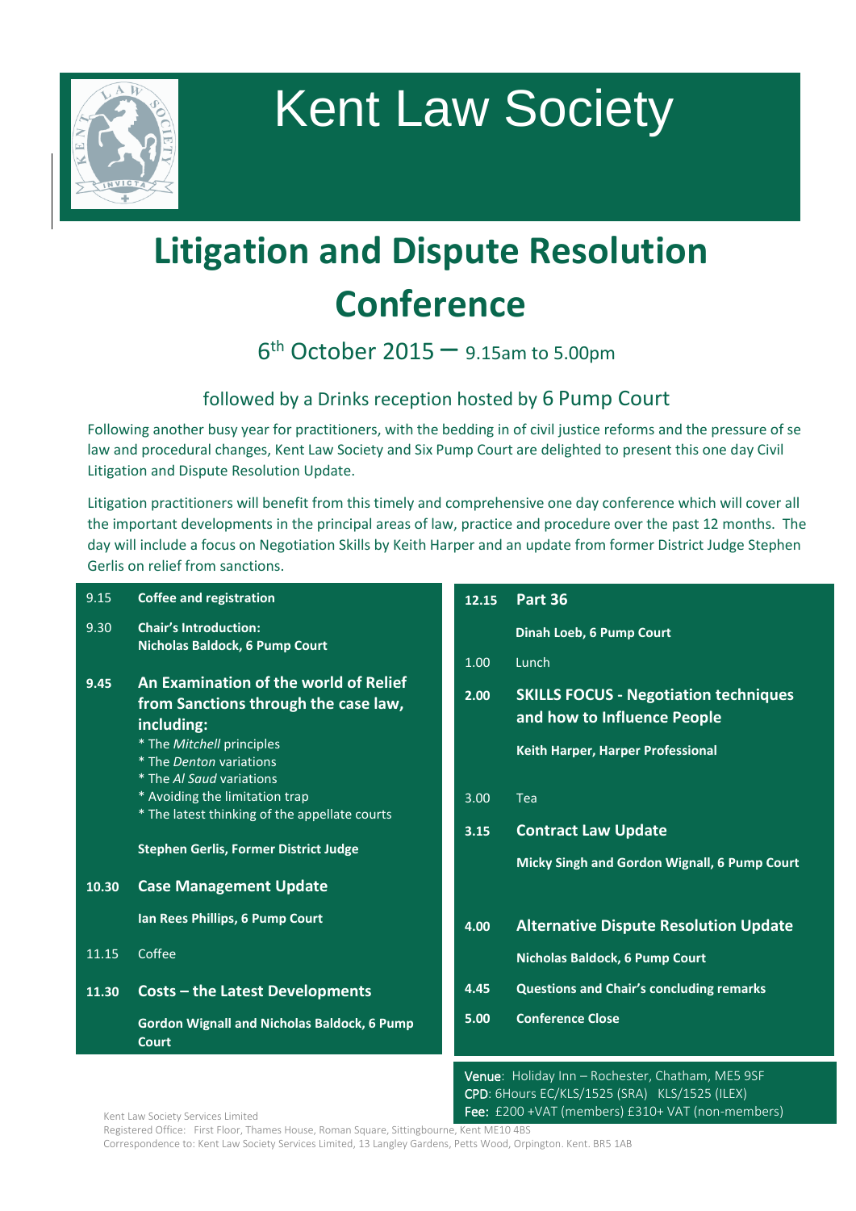# Kent Law Society

# Litigation and Dispute Resolution Conference

## 6th October 2015 – 9.15am to 5.00pm

### followed by a Drinks reception hosted by 6 Pump Court

Following another busy year for practitioners, with the bedding in of civil justice reforms and the pressure of se law and procedural changes, Kent Law Society and Six Pump Court are delighted to present this one day Civil Litigation and Dispute Resolution Update.

Litigation practitioners will benefit from this timely and comprehensive one day conference which will cover all the important developments in the principal areas of law, practice and procedure over the past 12 months. The day will include a focus on Negotiation Skills by Keith Harper and an update from former District Judge Stephen Gerlis on relief from sanctions.

| | |
|---|---|
| 9.15 | **Coffee and registration** |
| 9.30 | **Chair's Introduction:**<br>**Nicholas Baldock, 6 Pump Court** |
| **9.45** | **An Examination of the world of Relief from Sanctions through the case law, including:**<br>* The *Mitchell* principles<br>* The *Denton* variations<br>* The *Al Saud* variations<br>* Avoiding the limitation trap<br>* The latest thinking of the appellate courts<br><br>**Stephen Gerlis, Former District Judge** |
| **10.30** | **Case Management Update**<br><br>**Ian Rees Phillips, 6 Pump Court** |
| 11.15 | Coffee |
| **11.30** | **Costs – the Latest Developments**<br><br>**Gordon Wignall and Nicholas Baldock, 6 Pump Court** |
| **12.15** | **Part 36**<br><br>**Dinah Loeb, 6 Pump Court** |
| 1.00 | Lunch |
| **2.00** | **SKILLS FOCUS - Negotiation techniques and how to Influence People**<br><br>**Keith Harper, Harper Professional** |
| 3.00 | Tea |
| **3.15** | **Contract Law Update**<br><br>**Micky Singh and Gordon Wignall, 6 Pump Court** |
| **4.00** | **Alternative Dispute Resolution Update**<br><br>**Nicholas Baldock, 6 Pump Court** |
| **4.45** | **Questions and Chair's concluding remarks** |
| **5.00** | **Conference Close** |

Venue: Holiday Inn – Rochester, Chatham, ME5 9SF
CPD: 6Hours EC/KLS/1525 (SRA) KLS/1525 (ILEX)
Fee: £200 +VAT (members) £310+ VAT (non-members)

Kent Law Society Services Limited
Registered Office: First Floor, Thames House, Roman Square, Sittingbourne, Kent ME10 4BS
Correspondence to: Kent Law Society Services Limited, 13 Langley Gardens, Petts Wood, Orpington. Kent. BR5 1AB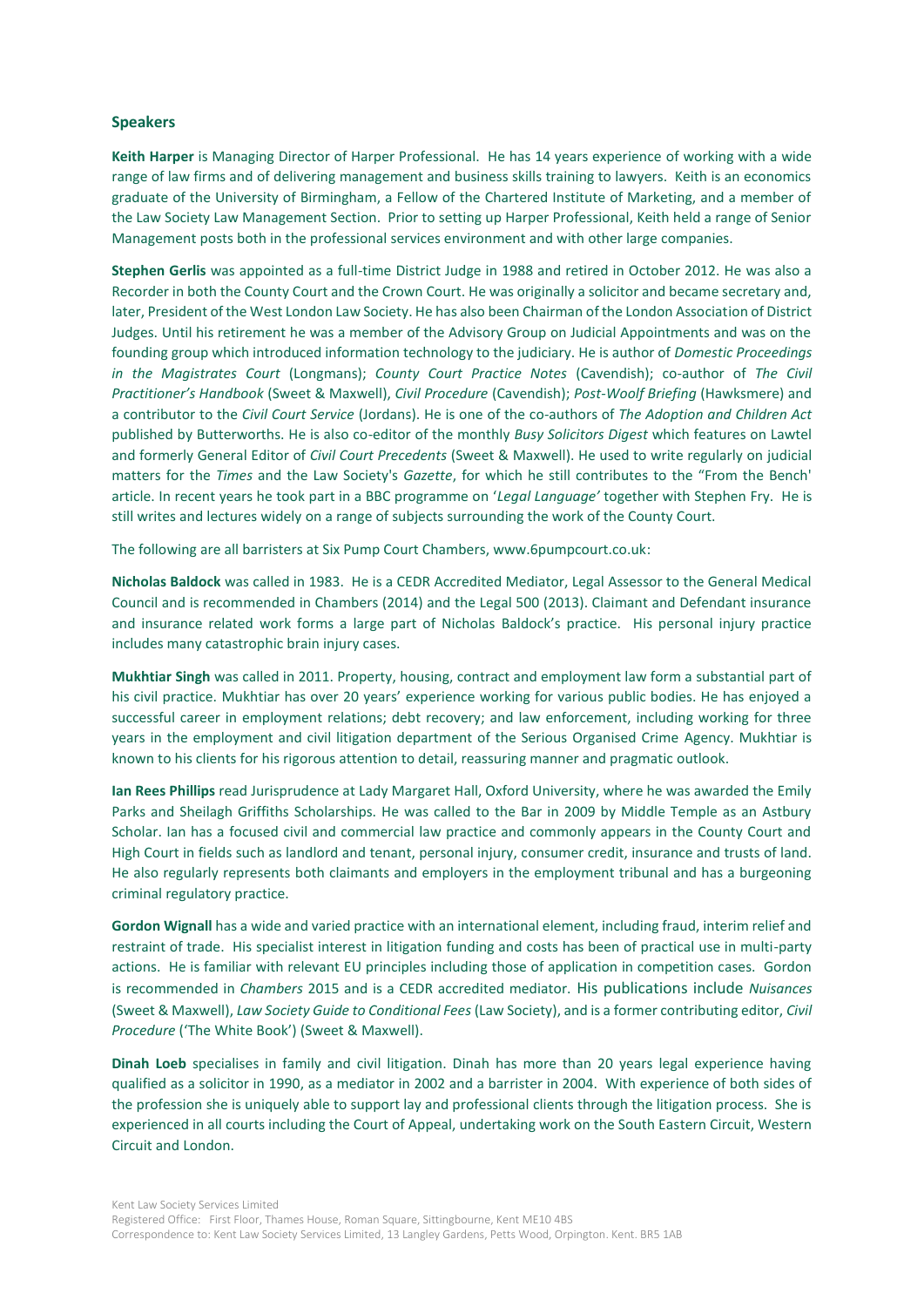## Speakers

**Keith Harper** is Managing Director of Harper Professional. He has 14 years experience of working with a wide range of law firms and of delivering management and business skills training to lawyers. Keith is an economics graduate of the University of Birmingham, a Fellow of the Chartered Institute of Marketing, and a member of the Law Society Law Management Section. Prior to setting up Harper Professional, Keith held a range of Senior Management posts both in the professional services environment and with other large companies.

**Stephen Gerlis** was appointed as a full-time District Judge in 1988 and retired in October 2012. He was also a Recorder in both the County Court and the Crown Court. He was originally a solicitor and became secretary and, later, President of the West London Law Society. He has also been Chairman of the London Association of District Judges. Until his retirement he was a member of the Advisory Group on Judicial Appointments and was on the founding group which introduced information technology to the judiciary. He is author of *Domestic Proceedings in the Magistrates Court* (Longmans); *County Court Practice Notes* (Cavendish); co-author of *The Civil Practitioner's Handbook* (Sweet & Maxwell), *Civil Procedure* (Cavendish); *Post-Woolf Briefing* (Hawksmere) and a contributor to the *Civil Court Service* (Jordans). He is one of the co-authors of *The Adoption and Children Act* published by Butterworths. He is also co-editor of the monthly *Busy Solicitors Digest* which features on Lawtel and formerly General Editor of *Civil Court Precedents* (Sweet & Maxwell). He used to write regularly on judicial matters for the *Times* and the Law Society's *Gazette*, for which he still contributes to the "From the Bench' article. In recent years he took part in a BBC programme on '*Legal Language'* together with Stephen Fry. He is still writes and lectures widely on a range of subjects surrounding the work of the County Court.

The following are all barristers at Six Pump Court Chambers, www.6pumpcourt.co.uk:

**Nicholas Baldock** was called in 1983. He is a CEDR Accredited Mediator, Legal Assessor to the General Medical Council and is recommended in Chambers (2014) and the Legal 500 (2013). Claimant and Defendant insurance and insurance related work forms a large part of Nicholas Baldock's practice. His personal injury practice includes many catastrophic brain injury cases.

**Mukhtiar Singh** was called in 2011. Property, housing, contract and employment law form a substantial part of his civil practice. Mukhtiar has over 20 years' experience working for various public bodies. He has enjoyed a successful career in employment relations; debt recovery; and law enforcement, including working for three years in the employment and civil litigation department of the Serious Organised Crime Agency. Mukhtiar is known to his clients for his rigorous attention to detail, reassuring manner and pragmatic outlook.

**Ian Rees Phillips** read Jurisprudence at Lady Margaret Hall, Oxford University, where he was awarded the Emily Parks and Sheilagh Griffiths Scholarships. He was called to the Bar in 2009 by Middle Temple as an Astbury Scholar. Ian has a focused civil and commercial law practice and commonly appears in the County Court and High Court in fields such as landlord and tenant, personal injury, consumer credit, insurance and trusts of land. He also regularly represents both claimants and employers in the employment tribunal and has a burgeoning criminal regulatory practice.

**Gordon Wignall** has a wide and varied practice with an international element, including fraud, interim relief and restraint of trade. His specialist interest in litigation funding and costs has been of practical use in multi-party actions. He is familiar with relevant EU principles including those of application in competition cases. Gordon is recommended in *Chambers* 2015 and is a CEDR accredited mediator. His publications include *Nuisances* (Sweet & Maxwell), *Law Society Guide to Conditional Fees* (Law Society), and is a former contributing editor, *Civil Procedure* ('The White Book') (Sweet & Maxwell).

**Dinah Loeb** specialises in family and civil litigation. Dinah has more than 20 years legal experience having qualified as a solicitor in 1990, as a mediator in 2002 and a barrister in 2004. With experience of both sides of the profession she is uniquely able to support lay and professional clients through the litigation process. She is experienced in all courts including the Court of Appeal, undertaking work on the South Eastern Circuit, Western Circuit and London.

Kent Law Society Services Limited
Registered Office: First Floor, Thames House, Roman Square, Sittingbourne, Kent ME10 4BS
Correspondence to: Kent Law Society Services Limited, 13 Langley Gardens, Petts Wood, Orpington. Kent. BR5 1AB